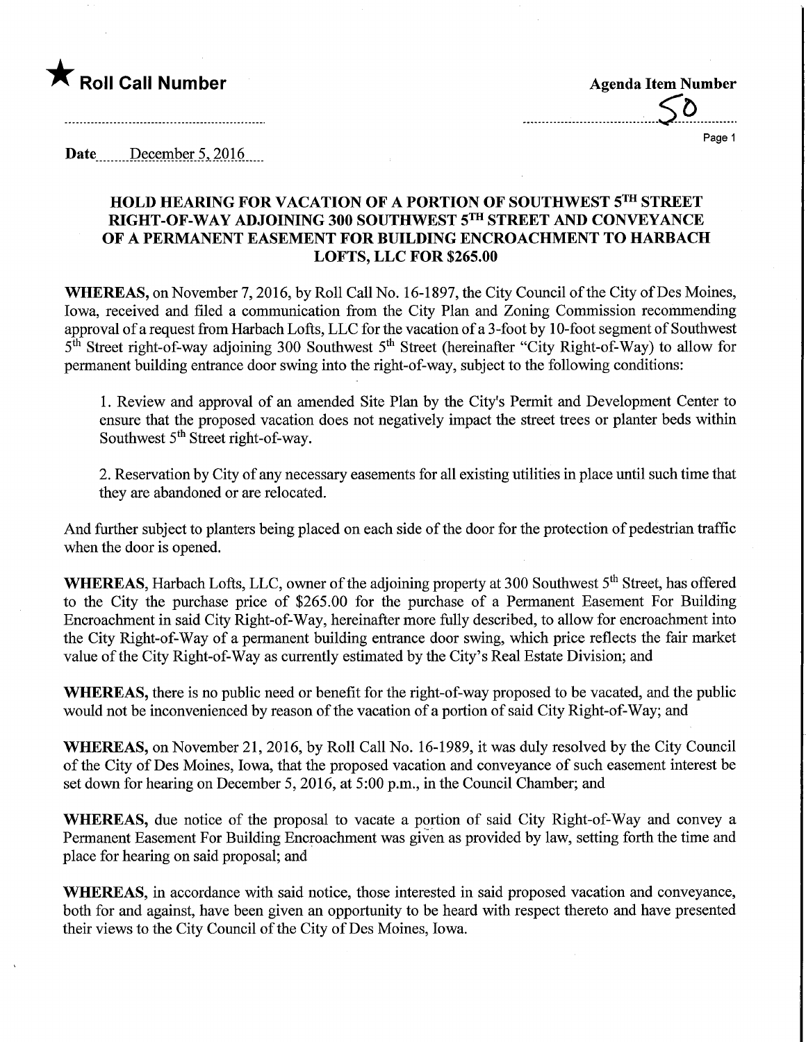★ **Roll Call Number**

**Agenda Item Number**

50

**Date** December 5, 2016

## HOLD HEARING FOR VACATION OF A PORTION OF SOUTHWEST 5TH STREET RIGHT-OF-WAY ADJOINING 300 SOUTHWEST 5TH STREET AND CONVEYANCE OF A PERMANENT EASEMENT FOR BUILDING ENCROACHMENT TO HARBACH LOFTS, LLC FOR $265.00

**WHEREAS,** on November 7, 2016, by Roll Call No. 16-1897, the City Council of the City of Des Moines, Iowa, received and filed a communication from the City Plan and Zoning Commission recommending approval of a request from Harbach Lofts, LLC for the vacation of a 3-foot by 10-foot segment of Southwest 5th Street right-of-way adjoining 300 Southwest 5th Street (hereinafter "City Right-of-Way) to allow for permanent building entrance door swing into the right-of-way, subject to the following conditions:

1. Review and approval of an amended Site Plan by the City's Permit and Development Center to ensure that the proposed vacation does not negatively impact the street trees or planter beds within Southwest 5th Street right-of-way.

2. Reservation by City of any necessary easements for all existing utilities in place until such time that they are abandoned or are relocated.

And further subject to planters being placed on each side of the door for the protection of pedestrian traffic when the door is opened.

**WHEREAS,** Harbach Lofts, LLC, owner of the adjoining property at 300 Southwest 5th Street, has offered to the City the purchase price of $265.00 for the purchase of a Permanent Easement For Building Encroachment in said City Right-of-Way, hereinafter more fully described, to allow for encroachment into the City Right-of-Way of a permanent building entrance door swing, which price reflects the fair market value of the City Right-of-Way as currently estimated by the City's Real Estate Division; and

**WHEREAS,** there is no public need or benefit for the right-of-way proposed to be vacated, and the public would not be inconvenienced by reason of the vacation of a portion of said City Right-of-Way; and

**WHEREAS,** on November 21, 2016, by Roll Call No. 16-1989, it was duly resolved by the City Council of the City of Des Moines, Iowa, that the proposed vacation and conveyance of such easement interest be set down for hearing on December 5, 2016, at 5:00 p.m., in the Council Chamber; and

**WHEREAS,** due notice of the proposal to vacate a portion of said City Right-of-Way and convey a Permanent Easement For Building Encroachment was given as provided by law, setting forth the time and place for hearing on said proposal; and

**WHEREAS,** in accordance with said notice, those interested in said proposed vacation and conveyance, both for and against, have been given an opportunity to be heard with respect thereto and have presented their views to the City Council of the City of Des Moines, Iowa.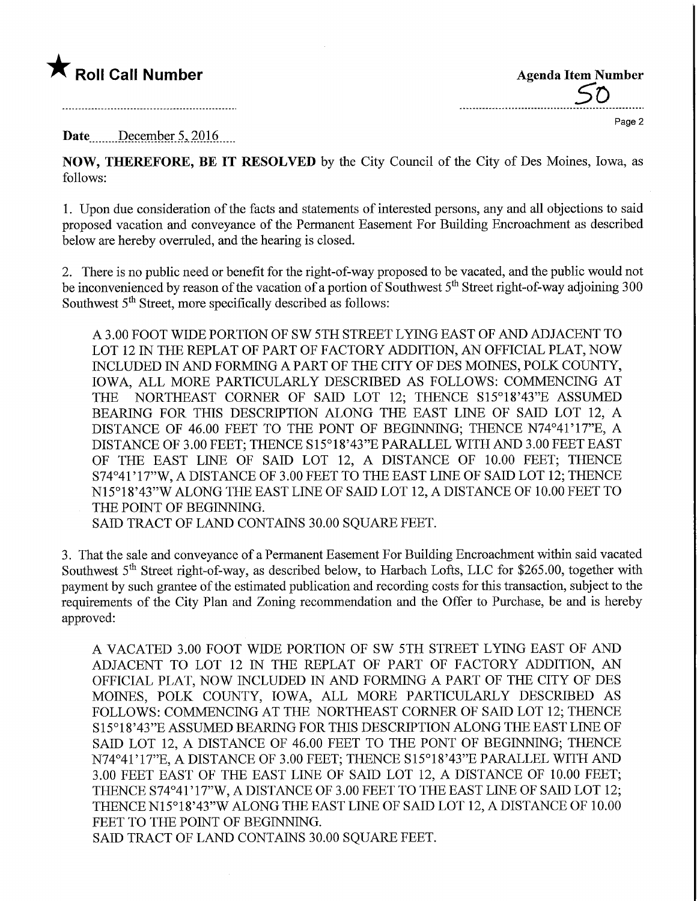★ **Roll Call Number**

**Agenda Item Number**
50

**Date** December 5, 2016

**NOW, THEREFORE, BE IT RESOLVED** by the City Council of the City of Des Moines, Iowa, as follows:

1. Upon due consideration of the facts and statements of interested persons, any and all objections to said proposed vacation and conveyance of the Permanent Easement For Building Encroachment as described below are hereby overruled, and the hearing is closed.

2. There is no public need or benefit for the right-of-way proposed to be vacated, and the public would not be inconvenienced by reason of the vacation of a portion of Southwest 5th Street right-of-way adjoining 300 Southwest 5th Street, more specifically described as follows:

> A 3.00 FOOT WIDE PORTION OF SW 5TH STREET LYING EAST OF AND ADJACENT TO LOT 12 IN THE REPLAT OF PART OF FACTORY ADDITION, AN OFFICIAL PLAT, NOW INCLUDED IN AND FORMING A PART OF THE CITY OF DES MOINES, POLK COUNTY, IOWA, ALL MORE PARTICULARLY DESCRIBED AS FOLLOWS: COMMENCING AT THE NORTHEAST CORNER OF SAID LOT 12; THENCE S15°18'43"E ASSUMED BEARING FOR THIS DESCRIPTION ALONG THE EAST LINE OF SAID LOT 12, A DISTANCE OF 46.00 FEET TO THE PONT OF BEGINNING; THENCE N74°41'17"E, A DISTANCE OF 3.00 FEET; THENCE S15°18'43"E PARALLEL WITH AND 3.00 FEET EAST OF THE EAST LINE OF SAID LOT 12, A DISTANCE OF 10.00 FEET; THENCE S74°41'17"W, A DISTANCE OF 3.00 FEET TO THE EAST LINE OF SAID LOT 12; THENCE N15°18'43"W ALONG THE EAST LINE OF SAID LOT 12, A DISTANCE OF 10.00 FEET TO THE POINT OF BEGINNING.
> SAID TRACT OF LAND CONTAINS 30.00 SQUARE FEET.

3. That the sale and conveyance of a Permanent Easement For Building Encroachment within said vacated Southwest 5th Street right-of-way, as described below, to Harbach Lofts, LLC for $265.00, together with payment by such grantee of the estimated publication and recording costs for this transaction, subject to the requirements of the City Plan and Zoning recommendation and the Offer to Purchase, be and is hereby approved:

> A VACATED 3.00 FOOT WIDE PORTION OF SW 5TH STREET LYING EAST OF AND ADJACENT TO LOT 12 IN THE REPLAT OF PART OF FACTORY ADDITION, AN OFFICIAL PLAT, NOW INCLUDED IN AND FORMING A PART OF THE CITY OF DES MOINES, POLK COUNTY, IOWA, ALL MORE PARTICULARLY DESCRIBED AS FOLLOWS: COMMENCING AT THE NORTHEAST CORNER OF SAID LOT 12; THENCE S15°18'43"E ASSUMED BEARING FOR THIS DESCRIPTION ALONG THE EAST LINE OF SAID LOT 12, A DISTANCE OF 46.00 FEET TO THE PONT OF BEGINNING; THENCE N74°41'17"E, A DISTANCE OF 3.00 FEET; THENCE S15°18'43"E PARALLEL WITH AND 3.00 FEET EAST OF THE EAST LINE OF SAID LOT 12, A DISTANCE OF 10.00 FEET; THENCE S74°41'17"W, A DISTANCE OF 3.00 FEET TO THE EAST LINE OF SAID LOT 12; THENCE N15°18'43"W ALONG THE EAST LINE OF SAID LOT 12, A DISTANCE OF 10.00 FEET TO THE POINT OF BEGINNING.
> SAID TRACT OF LAND CONTAINS 30.00 SQUARE FEET.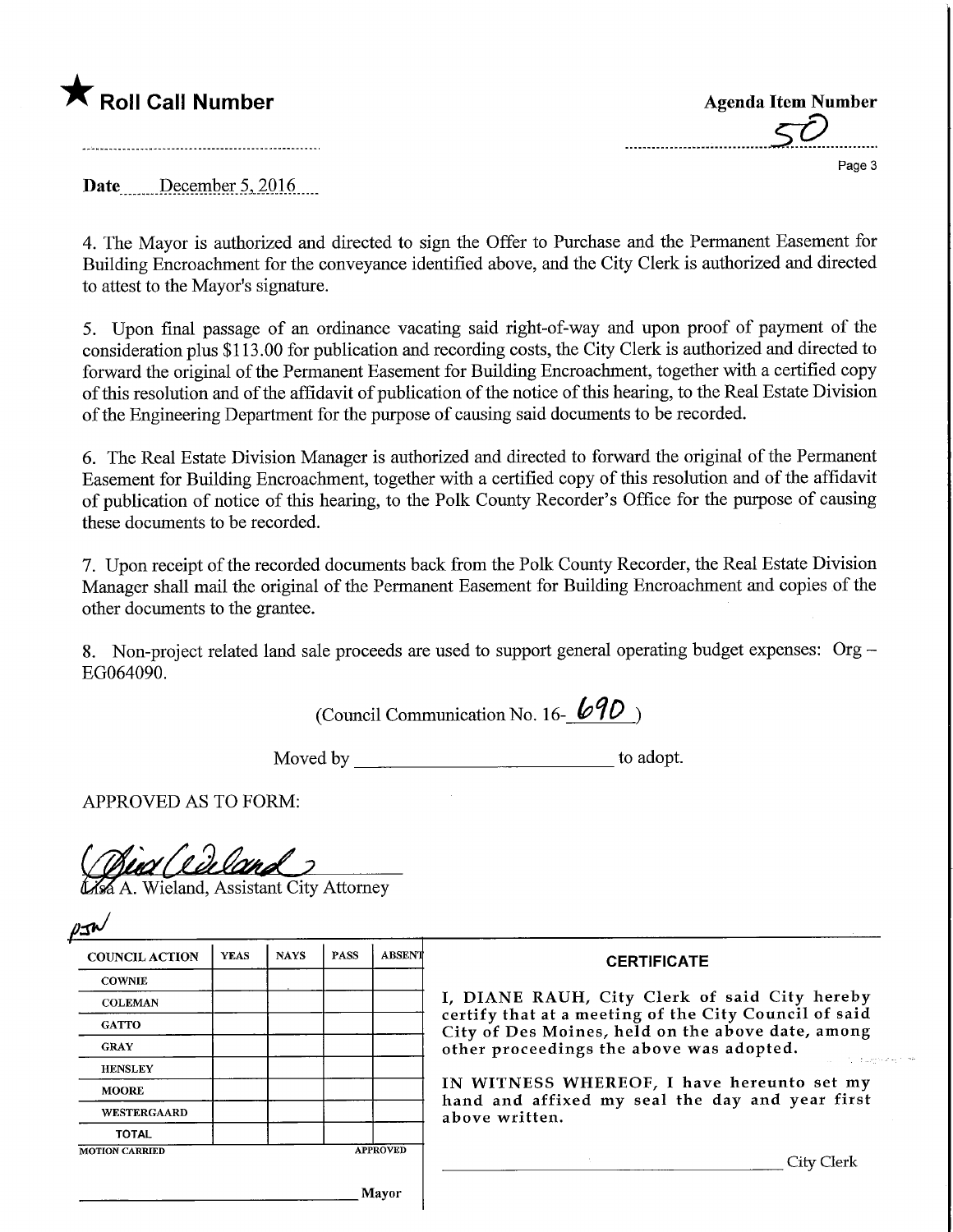★ **Roll Call Number**

**Agenda Item Number**

50

Date December 5, 2016

4. The Mayor is authorized and directed to sign the Offer to Purchase and the Permanent Easement for Building Encroachment for the conveyance identified above, and the City Clerk is authorized and directed to attest to the Mayor's signature.

5. Upon final passage of an ordinance vacating said right-of-way and upon proof of payment of the consideration plus $113.00 for publication and recording costs, the City Clerk is authorized and directed to forward the original of the Permanent Easement for Building Encroachment, together with a certified copy of this resolution and of the affidavit of publication of the notice of this hearing, to the Real Estate Division of the Engineering Department for the purpose of causing said documents to be recorded.

6. The Real Estate Division Manager is authorized and directed to forward the original of the Permanent Easement for Building Encroachment, together with a certified copy of this resolution and of the affidavit of publication of notice of this hearing, to the Polk County Recorder's Office for the purpose of causing these documents to be recorded.

7. Upon receipt of the recorded documents back from the Polk County Recorder, the Real Estate Division Manager shall mail the original of the Permanent Easement for Building Encroachment and copies of the other documents to the grantee.

8. Non-project related land sale proceeds are used to support general operating budget expenses: Org – EG064090.

(Council Communication No. 16-690)

Moved by ______________________ to adopt.

APPROVED AS TO FORM:

Lisa A. Wieland, Assistant City Attorney

| COUNCIL ACTION | YEAS | NAYS | PASS | ABSENT |
|---|---|---|---|---|
| COWNIE | | | | |
| COLEMAN | | | | |
| GATTO | | | | |
| GRAY | | | | |
| HENSLEY | | | | |
| MOORE | | | | |
| WESTERGAARD | | | | |
| TOTAL | | | | |
| MOTION CARRIED | | | | APPROVED |

______________________ Mayor

**CERTIFICATE**

I, DIANE RAUH, City Clerk of said City hereby certify that at a meeting of the City Council of said City of Des Moines, held on the above date, among other proceedings the above was adopted.

IN WITNESS WHEREOF, I have hereunto set my hand and affixed my seal the day and year first above written.

______________________ City Clerk